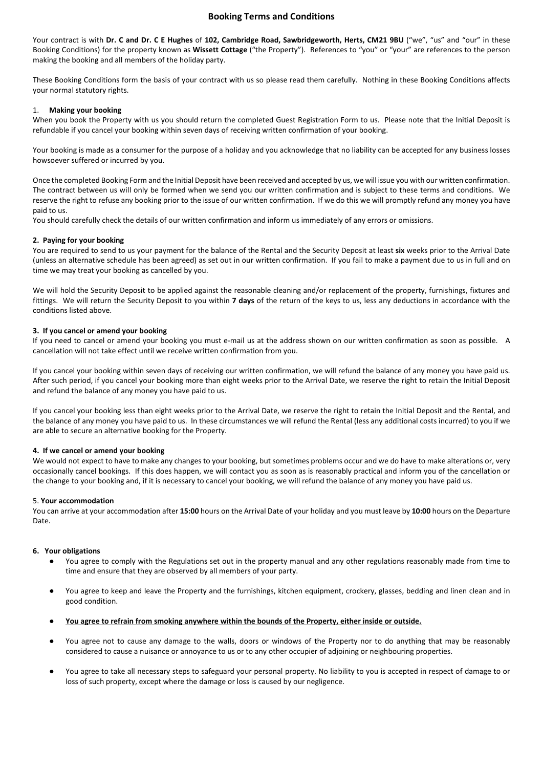# Booking Terms and Conditions

Your contract is with **Dr. C and Dr. C E Hughes** of **102, Cambridge Road, Sawbridgeworth, Herts, CM21 9BU** ("we", "us" and "our" in these Booking Conditions) for the property known as **Wissett Cottage** ("the Property"). References to "you" or "your" are references to the person making the booking and all members of the holiday party.

These Booking Conditions form the basis of your contract with us so please read them carefully. Nothing in these Booking Conditions affects your normal statutory rights.

### 1. Making your booking

When you book the Property with us you should return the completed Guest Registration Form to us. Please note that the Initial Deposit is refundable if you cancel your booking within seven days of receiving written confirmation of your booking.

Your booking is made as a consumer for the purpose of a holiday and you acknowledge that no liability can be accepted for any business losses howsoever suffered or incurred by you.

Once the completed Booking Form and the Initial Deposit have been received and accepted by us, we will issue you with our written confirmation. The contract between us will only be formed when we send you our written confirmation and is subject to these terms and conditions. We reserve the right to refuse any booking prior to the issue of our written confirmation. If we do this we will promptly refund any money you have paid to us.
You should carefully check the details of our written confirmation and inform us immediately of any errors or omissions.

### 2. Paying for your booking

You are required to send to us your payment for the balance of the Rental and the Security Deposit at least **six** weeks prior to the Arrival Date (unless an alternative schedule has been agreed) as set out in our written confirmation. If you fail to make a payment due to us in full and on time we may treat your booking as cancelled by you.

We will hold the Security Deposit to be applied against the reasonable cleaning and/or replacement of the property, furnishings, fixtures and fittings. We will return the Security Deposit to you within **7 days** of the return of the keys to us, less any deductions in accordance with the conditions listed above.

### 3. If you cancel or amend your booking

If you need to cancel or amend your booking you must e-mail us at the address shown on our written confirmation as soon as possible. A cancellation will not take effect until we receive written confirmation from you.

If you cancel your booking within seven days of receiving our written confirmation, we will refund the balance of any money you have paid us. After such period, if you cancel your booking more than eight weeks prior to the Arrival Date, we reserve the right to retain the Initial Deposit and refund the balance of any money you have paid to us.

If you cancel your booking less than eight weeks prior to the Arrival Date, we reserve the right to retain the Initial Deposit and the Rental, and the balance of any money you have paid to us. In these circumstances we will refund the Rental (less any additional costs incurred) to you if we are able to secure an alternative booking for the Property.

### 4. If we cancel or amend your booking

We would not expect to have to make any changes to your booking, but sometimes problems occur and we do have to make alterations or, very occasionally cancel bookings. If this does happen, we will contact you as soon as is reasonably practical and inform you of the cancellation or the change to your booking and, if it is necessary to cancel your booking, we will refund the balance of any money you have paid us.

### 5. Your accommodation

You can arrive at your accommodation after **15:00** hours on the Arrival Date of your holiday and you must leave by **10:00** hours on the Departure Date.

### 6. Your obligations

- You agree to comply with the Regulations set out in the property manual and any other regulations reasonably made from time to time and ensure that they are observed by all members of your party.
- You agree to keep and leave the Property and the furnishings, kitchen equipment, crockery, glasses, bedding and linen clean and in good condition.
- **<u>You agree to refrain from smoking anywhere within the bounds of the Property, either inside or outside.</u>**
- You agree not to cause any damage to the walls, doors or windows of the Property nor to do anything that may be reasonably considered to cause a nuisance or annoyance to us or to any other occupier of adjoining or neighbouring properties.
- You agree to take all necessary steps to safeguard your personal property. No liability to you is accepted in respect of damage to or loss of such property, except where the damage or loss is caused by our negligence.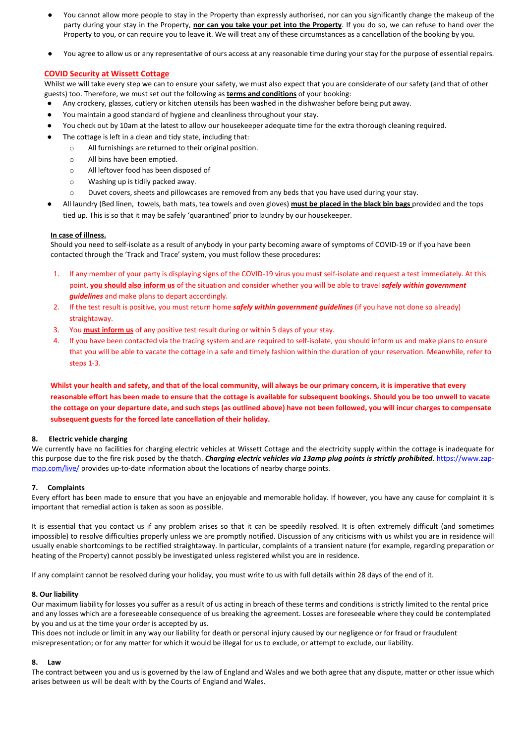- You cannot allow more people to stay in the Property than expressly authorised, nor can you significantly change the makeup of the party during your stay in the Property, **nor can you take your pet into the Property**. If you do so, we can refuse to hand over the Property to you, or can require you to leave it. We will treat any of these circumstances as a cancellation of the booking by you.
- You agree to allow us or any representative of ours access at any reasonable time during your stay for the purpose of essential repairs.

### COVID Security at Wissett Cottage

Whilst we will take every step we can to ensure your safety, we must also expect that you are considerate of our safety (and that of other guests) too. Therefore, we must set out the following as **terms and conditions** of your booking:

- Any crockery, glasses, cutlery or kitchen utensils has been washed in the dishwasher before being put away.
- You maintain a good standard of hygiene and cleanliness throughout your stay.
- You check out by 10am at the latest to allow our housekeeper adequate time for the extra thorough cleaning required.
- The cottage is left in a clean and tidy state, including that:
  - All furnishings are returned to their original position.
  - All bins have been emptied.
  - All leftover food has been disposed of
  - Washing up is tidily packed away.
  - Duvet covers, sheets and pillowcases are removed from any beds that you have used during your stay.
- All laundry (Bed linen, towels, bath mats, tea towels and oven gloves) **must be placed in the black bin bags** provided and the tops tied up. This is so that it may be safely 'quarantined' prior to laundry by our housekeeper.

**In case of illness.**

Should you need to self-isolate as a result of anybody in your party becoming aware of symptoms of COVID-19 or if you have been contacted through the 'Track and Trace' system, you must follow these procedures:

1. If any member of your party is displaying signs of the COVID-19 virus you must self-isolate and request a test immediately. At this point, **you should also inform us** of the situation and consider whether you will be able to travel ***safely within government guidelines*** and make plans to depart accordingly.
2. If the test result is positive, you must return home ***safely within government guidelines*** (if you have not done so already) straightaway.
3. You **must inform us** of any positive test result during or within 5 days of your stay.
4. If you have been contacted via the tracing system and are required to self-isolate, you should inform us and make plans to ensure that you will be able to vacate the cottage in a safe and timely fashion within the duration of your reservation. Meanwhile, refer to steps 1-3.

**Whilst your health and safety, and that of the local community, will always be our primary concern, it is imperative that every reasonable effort has been made to ensure that the cottage is available for subsequent bookings. Should you be too unwell to vacate the cottage on your departure date, and such steps (as outlined above) have not been followed, you will incur charges to compensate subsequent guests for the forced late cancellation of their holiday.**

### 8. Electric vehicle charging

We currently have no facilities for charging electric vehicles at Wissett Cottage and the electricity supply within the cottage is inadequate for this purpose due to the fire risk posed by the thatch. ***Charging electric vehicles via 13amp plug points is strictly prohibited***. https://www.zap-map.com/live/ provides up-to-date information about the locations of nearby charge points.

### 7. Complaints

Every effort has been made to ensure that you have an enjoyable and memorable holiday. If however, you have any cause for complaint it is important that remedial action is taken as soon as possible.

It is essential that you contact us if any problem arises so that it can be speedily resolved. It is often extremely difficult (and sometimes impossible) to resolve difficulties properly unless we are promptly notified. Discussion of any criticisms with us whilst you are in residence will usually enable shortcomings to be rectified straightaway. In particular, complaints of a transient nature (for example, regarding preparation or heating of the Property) cannot possibly be investigated unless registered whilst you are in residence.

If any complaint cannot be resolved during your holiday, you must write to us with full details within 28 days of the end of it.

### 8. Our liability

Our maximum liability for losses you suffer as a result of us acting in breach of these terms and conditions is strictly limited to the rental price and any losses which are a foreseeable consequence of us breaking the agreement. Losses are foreseeable where they could be contemplated by you and us at the time your order is accepted by us.

This does not include or limit in any way our liability for death or personal injury caused by our negligence or for fraud or fraudulent misrepresentation; or for any matter for which it would be illegal for us to exclude, or attempt to exclude, our liability.

### 8. Law

The contract between you and us is governed by the law of England and Wales and we both agree that any dispute, matter or other issue which arises between us will be dealt with by the Courts of England and Wales.